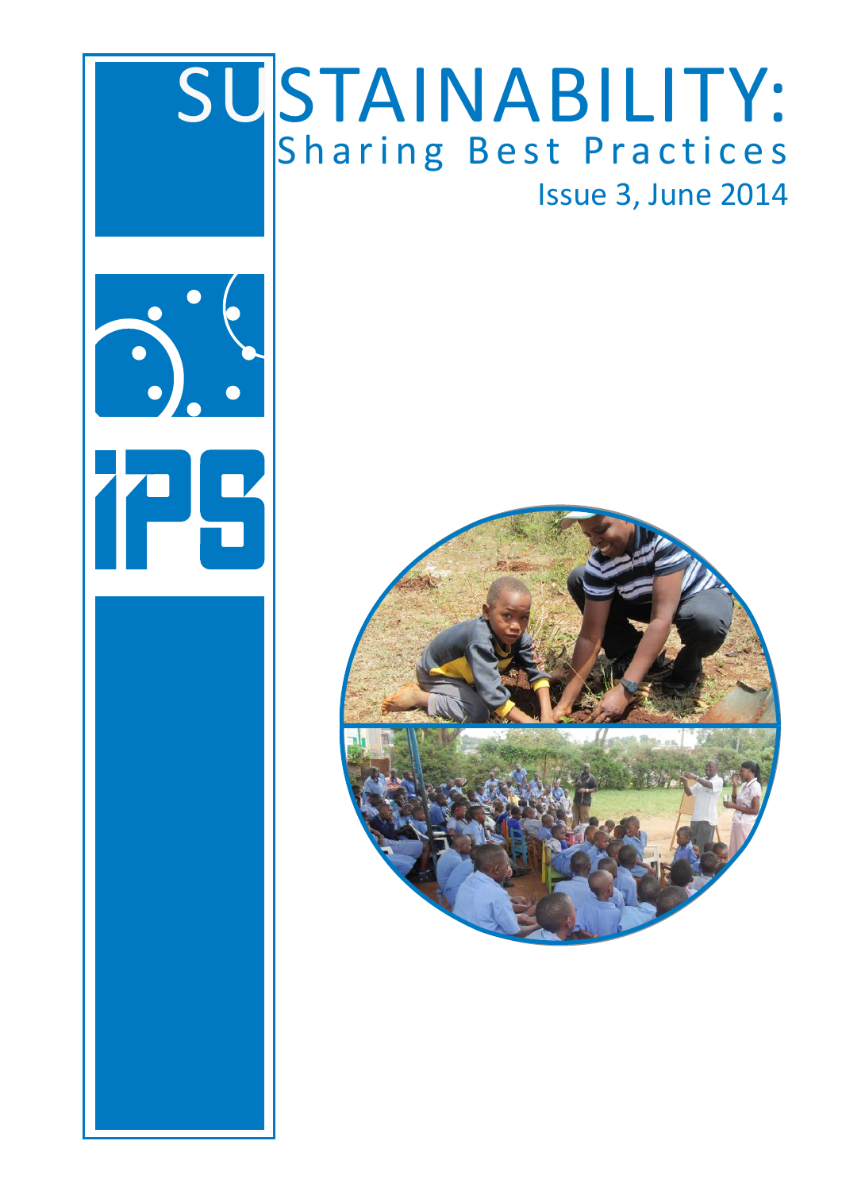# SUSTAINABILITY:

## Sharing Best Practices

Issue 3, June 2014

IPS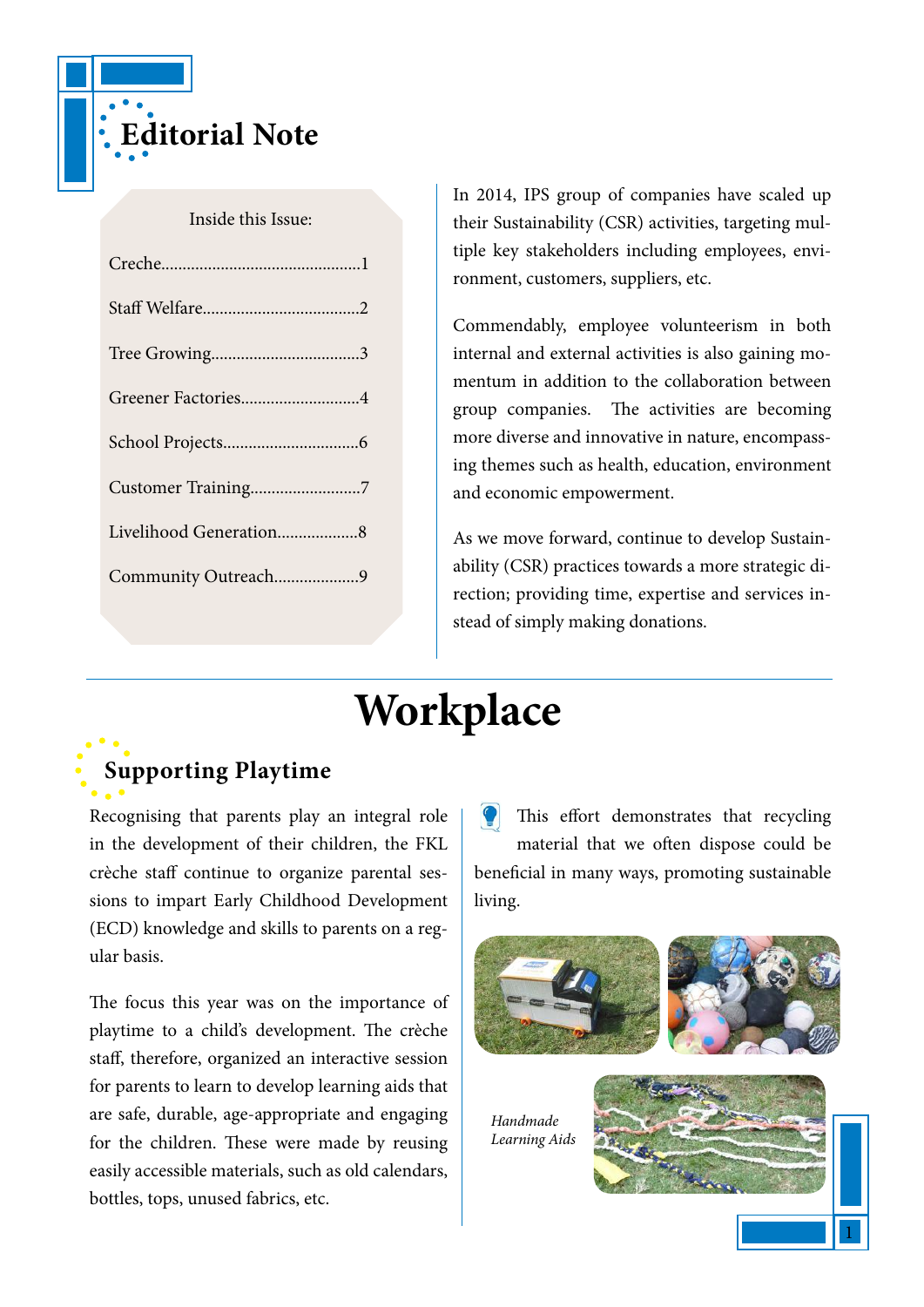# Editorial Note

**Inside this Issue:**

- Creche....1
- Staff Welfare....2
- Tree Growing....3
- Greener Factories....4
- School Projects....6
- Customer Training....7
- Livelihood Generation....8
- Community Outreach....9

In 2014, IPS group of companies have scaled up their Sustainability (CSR) activities, targeting multiple key stakeholders including employees, environment, customers, suppliers, etc.

Commendably, employee volunteerism in both internal and external activities is also gaining momentum in addition to the collaboration between group companies. The activities are becoming more diverse and innovative in nature, encompassing themes such as health, education, environment and economic empowerment.

As we move forward, continue to develop Sustainability (CSR) practices towards a more strategic direction; providing time, expertise and services instead of simply making donations.

# Workplace

## Supporting Playtime

Recognising that parents play an integral role in the development of their children, the FKL crèche staff continue to organize parental sessions to impart Early Childhood Development (ECD) knowledge and skills to parents on a regular basis.

The focus this year was on the importance of playtime to a child's development. The crèche staff, therefore, organized an interactive session for parents to learn to develop learning aids that are safe, durable, age-appropriate and engaging for the children. These were made by reusing easily accessible materials, such as old calendars, bottles, tops, unused fabrics, etc.

This effort demonstrates that recycling material that we often dispose could be beneficial in many ways, promoting sustainable living.

*Handmade Learning Aids*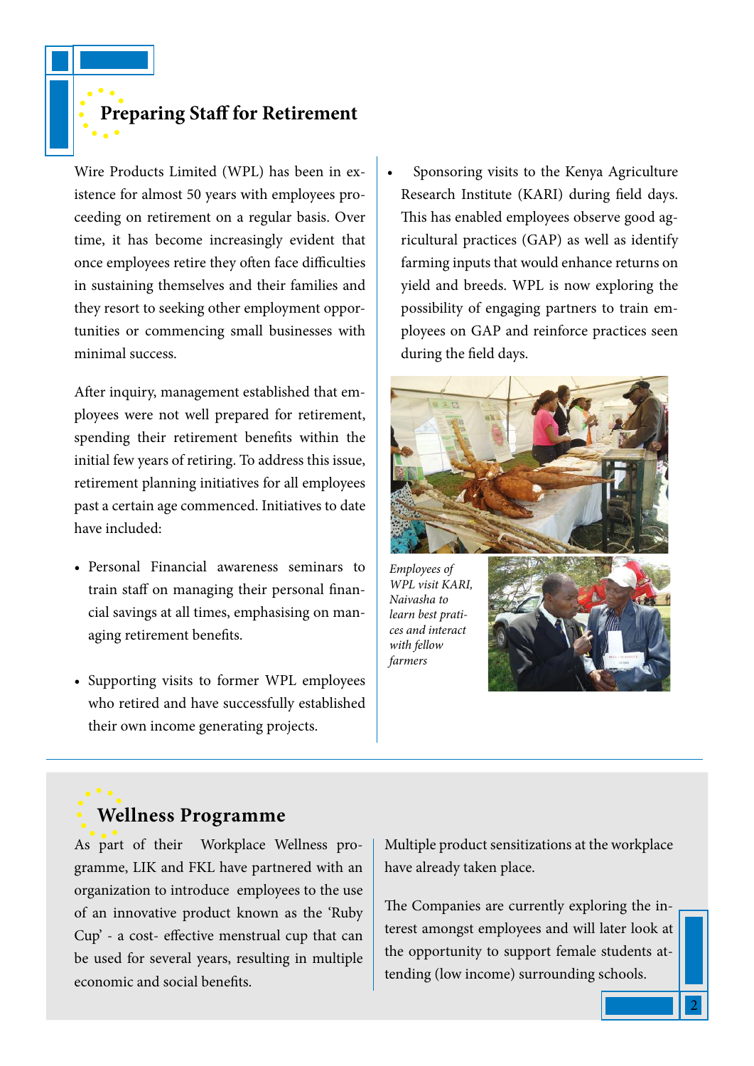## Preparing Staff for Retirement

Wire Products Limited (WPL) has been in existence for almost 50 years with employees proceeding on retirement on a regular basis. Over time, it has become increasingly evident that once employees retire they often face difficulties in sustaining themselves and their families and they resort to seeking other employment opportunities or commencing small businesses with minimal success.

After inquiry, management established that employees were not well prepared for retirement, spending their retirement benefits within the initial few years of retiring. To address this issue, retirement planning initiatives for all employees past a certain age commenced. Initiatives to date have included:

- Personal Financial awareness seminars to train staff on managing their personal financial savings at all times, emphasising on managing retirement benefits.
- Supporting visits to former WPL employees who retired and have successfully established their own income generating projects.
- Sponsoring visits to the Kenya Agriculture Research Institute (KARI) during field days. This has enabled employees observe good agricultural practices (GAP) as well as identify farming inputs that would enhance returns on yield and breeds. WPL is now exploring the possibility of engaging partners to train employees on GAP and reinforce practices seen during the field days.

*Employees of WPL visit KARI, Naivasha to learn best pratices and interact with fellow farmers*

## Wellness Programme

As part of their Workplace Wellness programme, LIK and FKL have partnered with an organization to introduce employees to the use of an innovative product known as the 'Ruby Cup' - a cost- effective menstrual cup that can be used for several years, resulting in multiple economic and social benefits.

Multiple product sensitizations at the workplace have already taken place.

The Companies are currently exploring the interest amongst employees and will later look at the opportunity to support female students attending (low income) surrounding schools.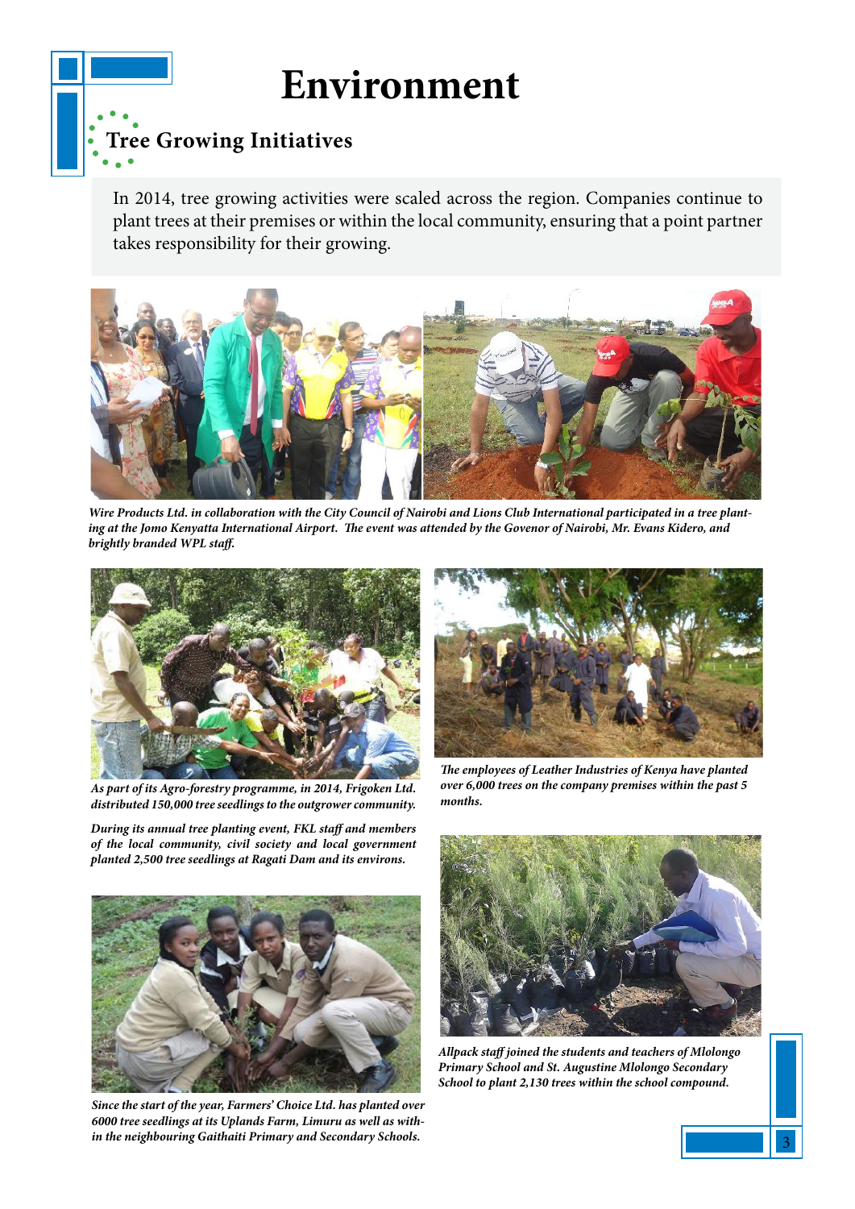# Environment

## Tree Growing Initiatives

In 2014, tree growing activities were scaled across the region. Companies continue to plant trees at their premises or within the local community, ensuring that a point partner takes responsibility for their growing.

***Wire Products Ltd. in collaboration with the City Council of Nairobi and Lions Club International participated in a tree planting at the Jomo Kenyatta International Airport. The event was attended by the Govenor of Nairobi, Mr. Evans Kidero, and brightly branded WPL staff.***

***As part of its Agro-forestry programme, in 2014, Frigoken Ltd. distributed 150,000 tree seedlings to the outgrower community.***

***During its annual tree planting event, FKL staff and members of the local community, civil society and local government planted 2,500 tree seedlings at Ragati Dam and its environs.***

***Since the start of the year, Farmers' Choice Ltd. has planted over 6000 tree seedlings at its Uplands Farm, Limuru as well as within the neighbouring Gaithaiti Primary and Secondary Schools.***

***The employees of Leather Industries of Kenya have planted over 6,000 trees on the company premises within the past 5 months.***

***Allpack staff joined the students and teachers of Mlolongo Primary School and St. Augustine Mlolongo Secondary School to plant 2,130 trees within the school compound.***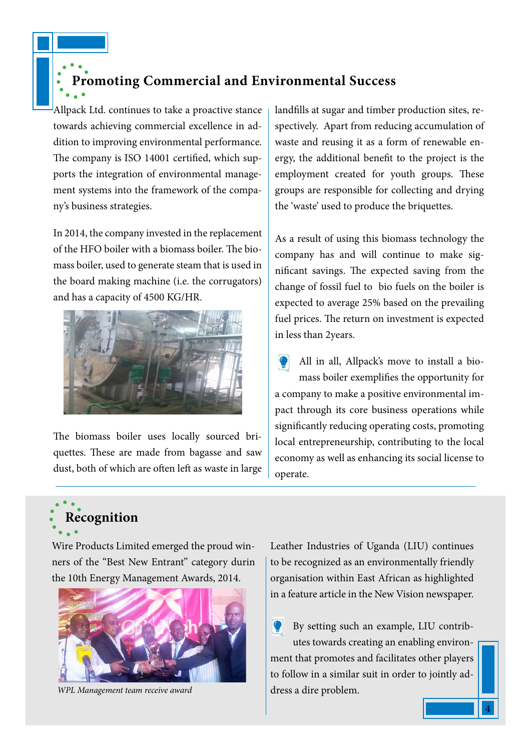## Promoting Commercial and Environmental Success

Allpack Ltd. continues to take a proactive stance towards achieving commercial excellence in addition to improving environmental performance. The company is ISO 14001 certified, which supports the integration of environmental management systems into the framework of the company's business strategies.

In 2014, the company invested in the replacement of the HFO boiler with a biomass boiler. The biomass boiler, used to generate steam that is used in the board making machine (i.e. the corrugators) and has a capacity of 4500 KG/HR.

The biomass boiler uses locally sourced briquettes. These are made from bagasse and saw dust, both of which are often left as waste in large landfills at sugar and timber production sites, respectively. Apart from reducing accumulation of waste and reusing it as a form of renewable energy, the additional benefit to the project is the employment created for youth groups. These groups are responsible for collecting and drying the 'waste' used to produce the briquettes.

As a result of using this biomass technology the company has and will continue to make significant savings. The expected saving from the change of fossil fuel to bio fuels on the boiler is expected to average 25% based on the prevailing fuel prices. The return on investment is expected in less than 2years.

All in all, Allpack's move to install a biomass boiler exemplifies the opportunity for a company to make a positive environmental impact through its core business operations while significantly reducing operating costs, promoting local entrepreneurship, contributing to the local economy as well as enhancing its social license to operate.

## Recognition

Wire Products Limited emerged the proud winners of the "Best New Entrant" category durin the 10th Energy Management Awards, 2014.

*WPL Management team receive award*

Leather Industries of Uganda (LIU) continues to be recognized as an environmentally friendly organisation within East African as highlighted in a feature article in the New Vision newspaper.

By setting such an example, LIU contributes towards creating an enabling environment that promotes and facilitates other players to follow in a similar suit in order to jointly address a dire problem.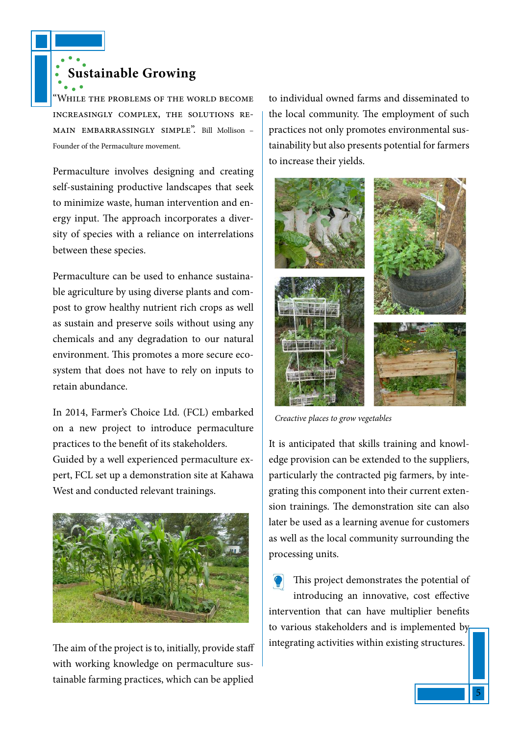## Sustainable Growing

"While the problems of the world become increasingly complex, the solutions remain embarrassingly simple". Bill Mollison – Founder of the Permaculture movement.

Permaculture involves designing and creating self-sustaining productive landscapes that seek to minimize waste, human intervention and energy input. The approach incorporates a diversity of species with a reliance on interrelations between these species.

Permaculture can be used to enhance sustainable agriculture by using diverse plants and compost to grow healthy nutrient rich crops as well as sustain and preserve soils without using any chemicals and any degradation to our natural environment. This promotes a more secure ecosystem that does not have to rely on inputs to retain abundance.

In 2014, Farmer's Choice Ltd. (FCL) embarked on a new project to introduce permaculture practices to the benefit of its stakeholders.
Guided by a well experienced permaculture expert, FCL set up a demonstration site at Kahawa West and conducted relevant trainings.

The aim of the project is to, initially, provide staff with working knowledge on permaculture sustainable farming practices, which can be applied to individual owned farms and disseminated to the local community. The employment of such practices not only promotes environmental sustainability but also presents potential for farmers to increase their yields.

*Creactive places to grow vegetables*

It is anticipated that skills training and knowledge provision can be extended to the suppliers, particularly the contracted pig farmers, by integrating this component into their current extension trainings. The demonstration site can also later be used as a learning avenue for customers as well as the local community surrounding the processing units.

This project demonstrates the potential of introducing an innovative, cost effective intervention that can have multiplier benefits to various stakeholders and is implemented by integrating activities within existing structures.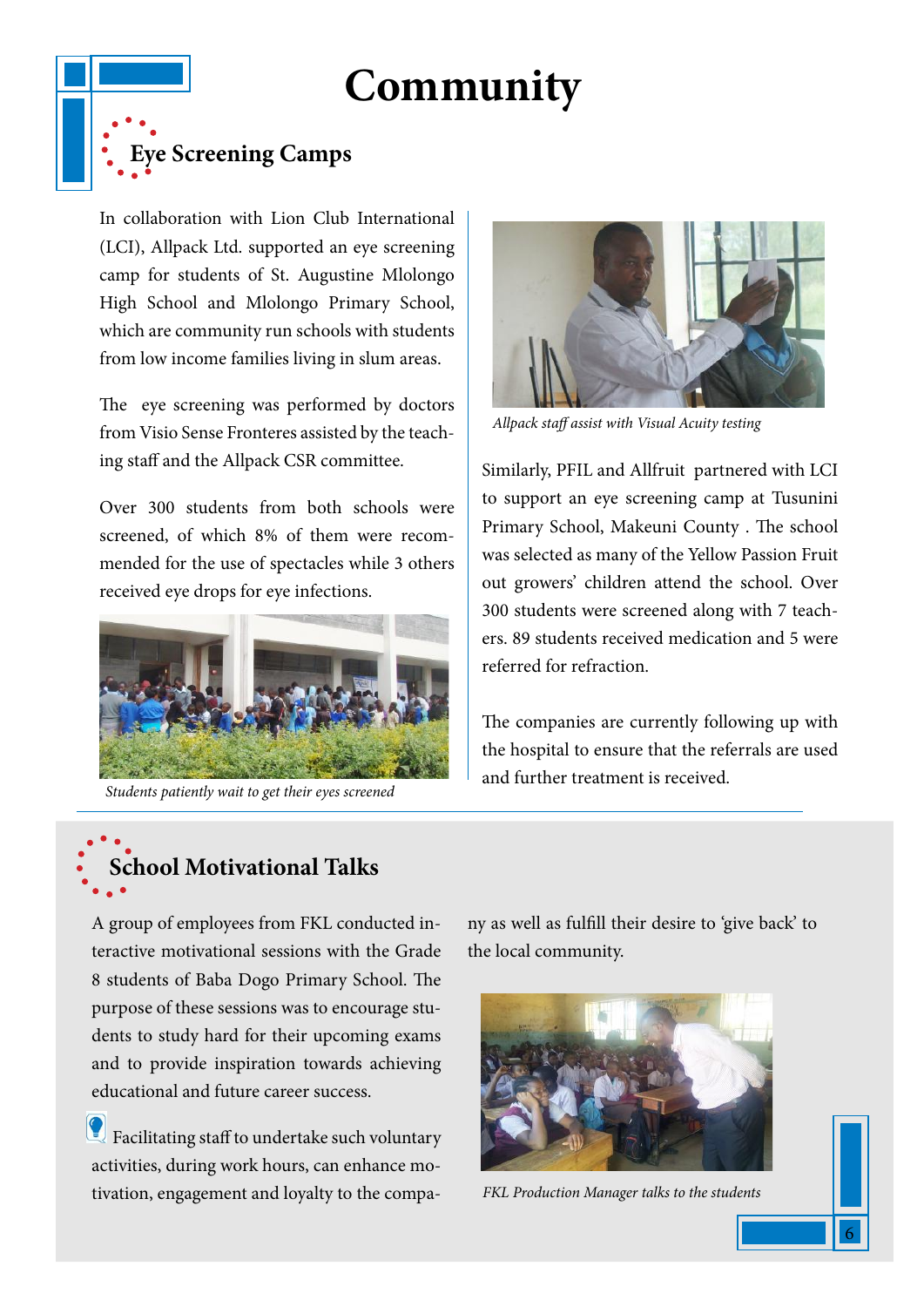# Community

## Eye Screening Camps

In collaboration with Lion Club International (LCI), Allpack Ltd. supported an eye screening camp for students of St. Augustine Mlolongo High School and Mlolongo Primary School, which are community run schools with students from low income families living in slum areas.

The eye screening was performed by doctors from Visio Sense Fronteres assisted by the teaching staff and the Allpack CSR committee.

Over 300 students from both schools were screened, of which 8% of them were recommended for the use of spectacles while 3 others received eye drops for eye infections.

*Students patiently wait to get their eyes screened*

*Allpack staff assist with Visual Acuity testing*

Similarly, PFIL and Allfruit partnered with LCI to support an eye screening camp at Tusunini Primary School, Makeuni County . The school was selected as many of the Yellow Passion Fruit out growers' children attend the school. Over 300 students were screened along with 7 teachers. 89 students received medication and 5 were referred for refraction.

The companies are currently following up with the hospital to ensure that the referrals are used and further treatment is received.

## School Motivational Talks

A group of employees from FKL conducted interactive motivational sessions with the Grade 8 students of Baba Dogo Primary School. The purpose of these sessions was to encourage students to study hard for their upcoming exams and to provide inspiration towards achieving educational and future career success.

Facilitating staff to undertake such voluntary activities, during work hours, can enhance motivation, engagement and loyalty to the company as well as fulfill their desire to 'give back' to the local community.

*FKL Production Manager talks to the students*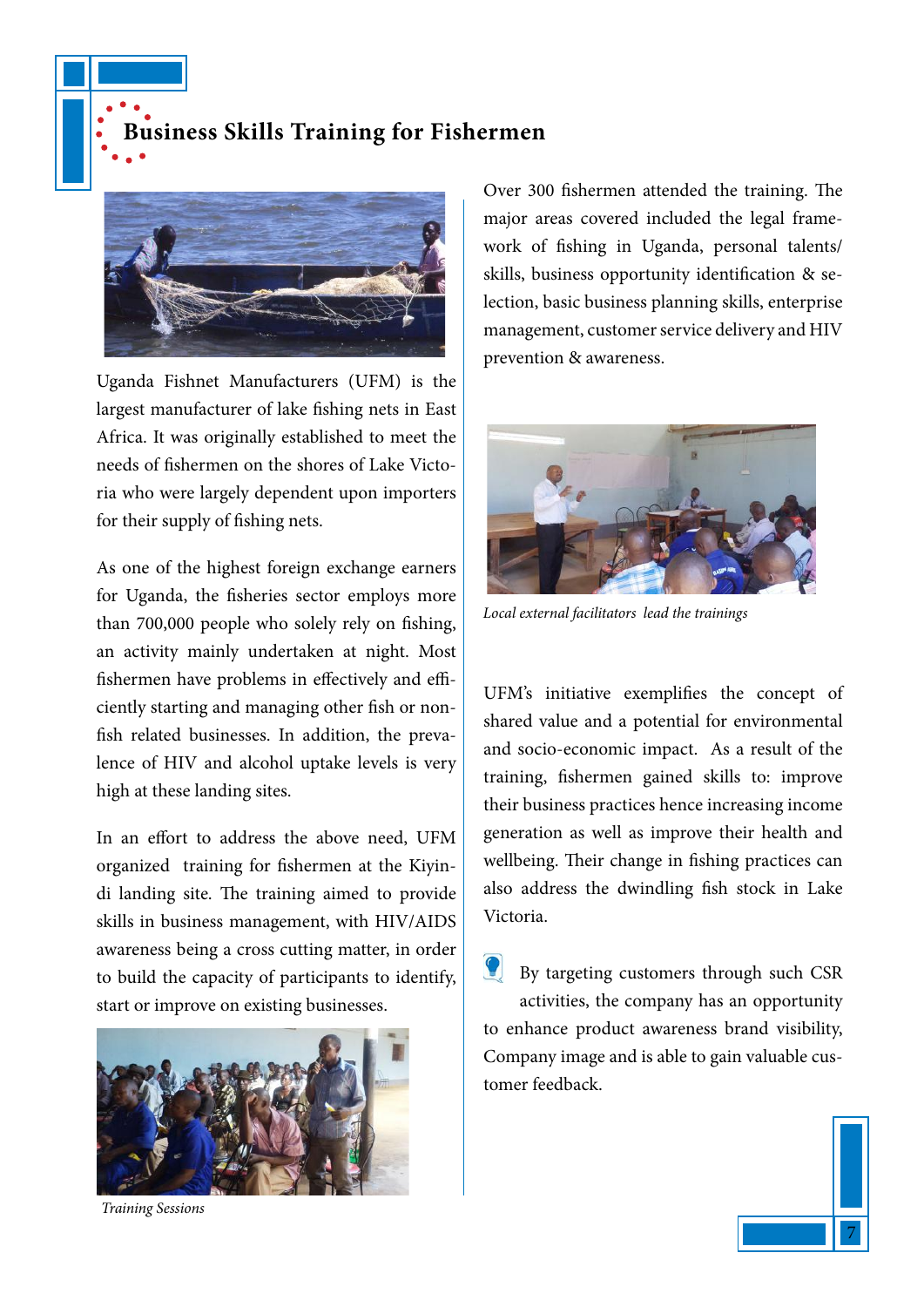## Business Skills Training for Fishermen

Uganda Fishnet Manufacturers (UFM) is the largest manufacturer of lake fishing nets in East Africa. It was originally established to meet the needs of fishermen on the shores of Lake Victoria who were largely dependent upon importers for their supply of fishing nets.

As one of the highest foreign exchange earners for Uganda, the fisheries sector employs more than 700,000 people who solely rely on fishing, an activity mainly undertaken at night. Most fishermen have problems in effectively and efficiently starting and managing other fish or non-fish related businesses. In addition, the prevalence of HIV and alcohol uptake levels is very high at these landing sites.

In an effort to address the above need, UFM organized training for fishermen at the Kiyindi landing site. The training aimed to provide skills in business management, with HIV/AIDS awareness being a cross cutting matter, in order to build the capacity of participants to identify, start or improve on existing businesses.

*Training Sessions*

Over 300 fishermen attended the training. The major areas covered included the legal framework of fishing in Uganda, personal talents/skills, business opportunity identification & selection, basic business planning skills, enterprise management, customer service delivery and HIV prevention & awareness.

*Local external facilitators lead the trainings*

UFM's initiative exemplifies the concept of shared value and a potential for environmental and socio-economic impact. As a result of the training, fishermen gained skills to: improve their business practices hence increasing income generation as well as improve their health and wellbeing. Their change in fishing practices can also address the dwindling fish stock in Lake Victoria.

By targeting customers through such CSR activities, the company has an opportunity to enhance product awareness brand visibility, Company image and is able to gain valuable customer feedback.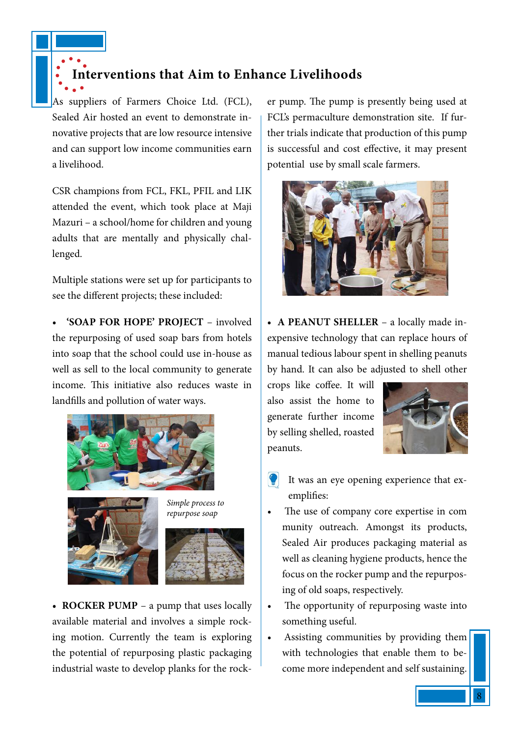# Interventions that Aim to Enhance Livelihoods

As suppliers of Farmers Choice Ltd. (FCL), Sealed Air hosted an event to demonstrate innovative projects that are low resource intensive and can support low income communities earn a livelihood.

CSR champions from FCL, FKL, PFIL and LIK attended the event, which took place at Maji Mazuri – a school/home for children and young adults that are mentally and physically challenged.

Multiple stations were set up for participants to see the different projects; these included:

- **'SOAP FOR HOPE' PROJECT** – involved the repurposing of used soap bars from hotels into soap that the school could use in-house as well as sell to the local community to generate income. This initiative also reduces waste in landfills and pollution of water ways.

*Simple process to repurpose soap*

- **ROCKER PUMP** – a pump that uses locally available material and involves a simple rocking motion. Currently the team is exploring the potential of repurposing plastic packaging industrial waste to develop planks for the rocker pump. The pump is presently being used at FCL's permaculture demonstration site. If further trials indicate that production of this pump is successful and cost effective, it may present potential use by small scale farmers.

- **A PEANUT SHELLER** – a locally made inexpensive technology that can replace hours of manual tedious labour spent in shelling peanuts by hand. It can also be adjusted to shell other crops like coffee. It will also assist the home to generate further income by selling shelled, roasted peanuts.

It was an eye opening experience that exemplifies:

- The use of company core expertise in community outreach. Amongst its products, Sealed Air produces packaging material as well as cleaning hygiene products, hence the focus on the rocker pump and the repurposing of old soaps, respectively.
- The opportunity of repurposing waste into something useful.
- Assisting communities by providing them with technologies that enable them to become more independent and self sustaining.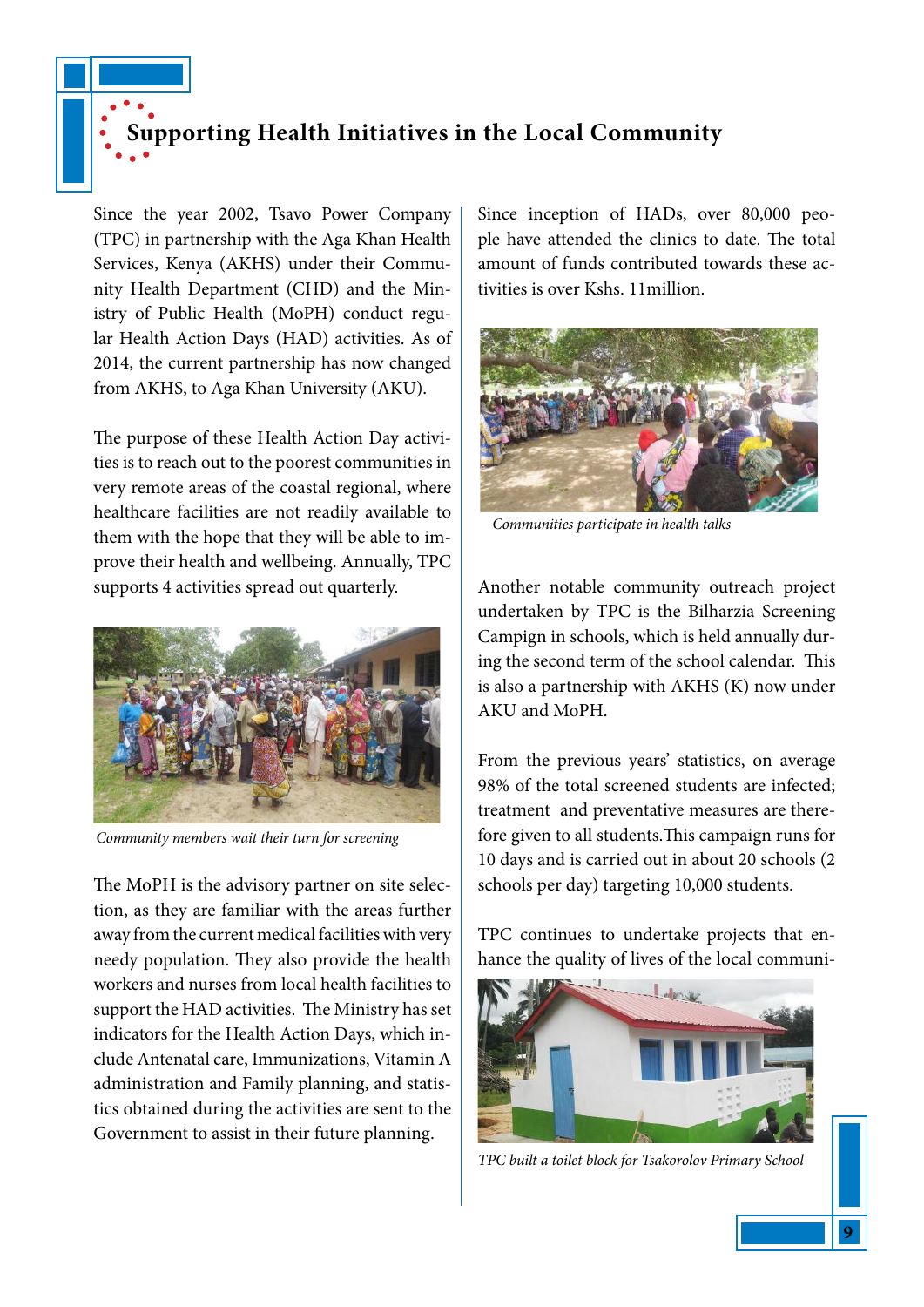# Supporting Health Initiatives in the Local Community

Since the year 2002, Tsavo Power Company (TPC) in partnership with the Aga Khan Health Services, Kenya (AKHS) under their Community Health Department (CHD) and the Ministry of Public Health (MoPH) conduct regular Health Action Days (HAD) activities. As of 2014, the current partnership has now changed from AKHS, to Aga Khan University (AKU).

The purpose of these Health Action Day activities is to reach out to the poorest communities in very remote areas of the coastal regional, where healthcare facilities are not readily available to them with the hope that they will be able to improve their health and wellbeing. Annually, TPC supports 4 activities spread out quarterly.

*Community members wait their turn for screening*

The MoPH is the advisory partner on site selection, as they are familiar with the areas further away from the current medical facilities with very needy population. They also provide the health workers and nurses from local health facilities to support the HAD activities. The Ministry has set indicators for the Health Action Days, which include Antenatal care, Immunizations, Vitamin A administration and Family planning, and statistics obtained during the activities are sent to the Government to assist in their future planning.

Since inception of HADs, over 80,000 people have attended the clinics to date. The total amount of funds contributed towards these activities is over Kshs. 11million.

*Communities participate in health talks*

Another notable community outreach project undertaken by TPC is the Bilharzia Screening Campign in schools, which is held annually during the second term of the school calendar. This is also a partnership with AKHS (K) now under AKU and MoPH.

From the previous years' statistics, on average 98% of the total screened students are infected; treatment and preventative measures are therefore given to all students.This campaign runs for 10 days and is carried out in about 20 schools (2 schools per day) targeting 10,000 students.

TPC continues to undertake projects that enhance the quality of lives of the local communi-

*TPC built a toilet block for Tsakorolov Primary School*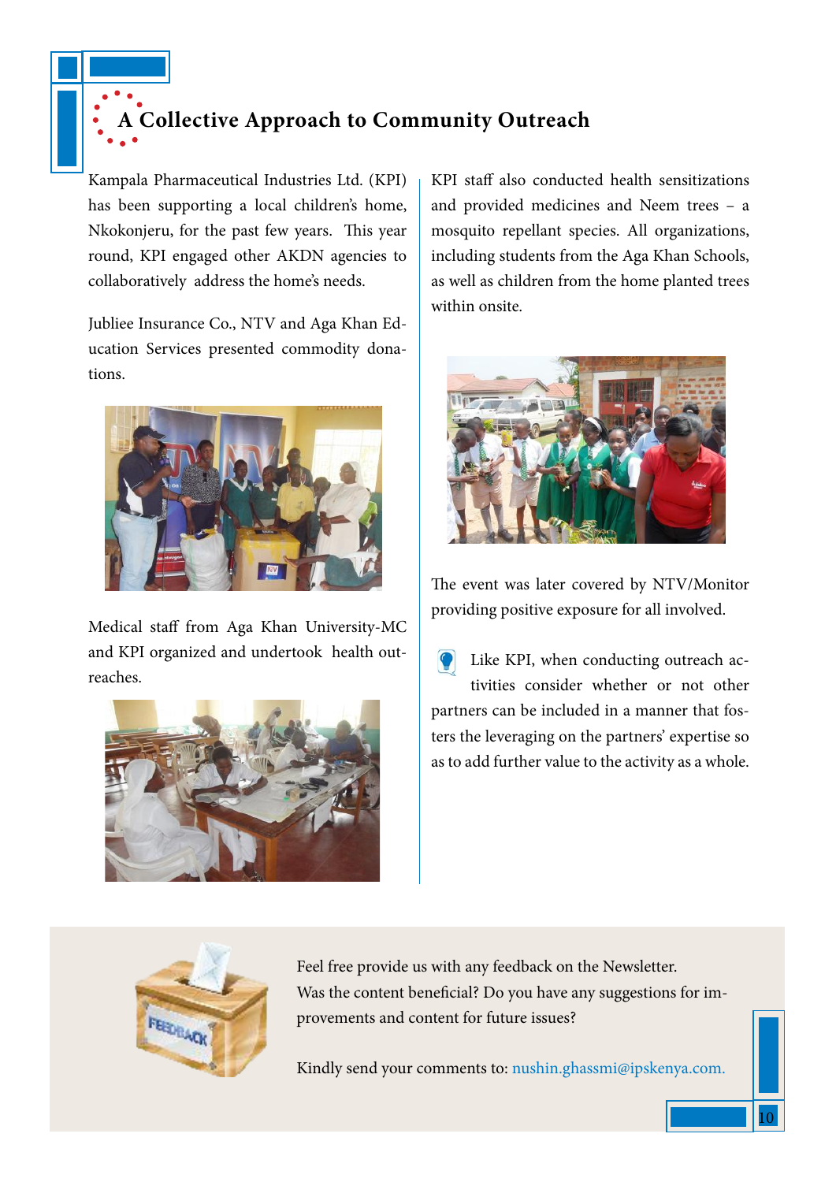# A Collective Approach to Community Outreach

Kampala Pharmaceutical Industries Ltd. (KPI) has been supporting a local children's home, Nkokonjeru, for the past few years. This year round, KPI engaged other AKDN agencies to collaboratively address the home's needs.

Jubliee Insurance Co., NTV and Aga Khan Education Services presented commodity donations.

Medical staff from Aga Khan University-MC and KPI organized and undertook health outreaches.

KPI staff also conducted health sensitizations and provided medicines and Neem trees – a mosquito repellant species. All organizations, including students from the Aga Khan Schools, as well as children from the home planted trees within onsite.

The event was later covered by NTV/Monitor providing positive exposure for all involved.

Like KPI, when conducting outreach activities consider whether or not other partners can be included in a manner that fosters the leveraging on the partners' expertise so as to add further value to the activity as a whole.

Feel free provide us with any feedback on the Newsletter.
Was the content beneficial? Do you have any suggestions for improvements and content for future issues?

Kindly send your comments to: nushin.ghassmi@ipskenya.com.